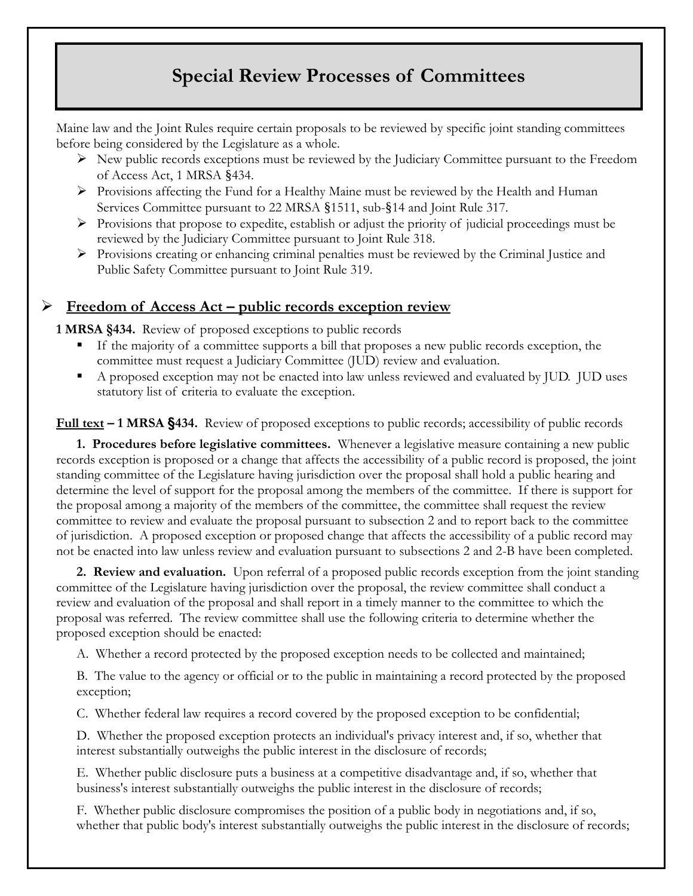# Special Review Processes of Committees

Maine law and the Joint Rules require certain proposals to be reviewed by specific joint standing committees before being considered by the Legislature as a whole.

- New public records exceptions must be reviewed by the Judiciary Committee pursuant to the Freedom of Access Act, 1 MRSA §434.
- Provisions affecting the Fund for a Healthy Maine must be reviewed by the Health and Human Services Committee pursuant to 22 MRSA §1511, sub-§14 and Joint Rule 317.
- Provisions that propose to expedite, establish or adjust the priority of judicial proceedings must be reviewed by the Judiciary Committee pursuant to Joint Rule 318.
- Provisions creating or enhancing criminal penalties must be reviewed by the Criminal Justice and Public Safety Committee pursuant to Joint Rule 319.

## **Freedom of Access Act – public records exception review**

**1 MRSA §434.** Review of proposed exceptions to public records

- If the majority of a committee supports a bill that proposes a new public records exception, the committee must request a Judiciary Committee (JUD) review and evaluation.
- A proposed exception may not be enacted into law unless reviewed and evaluated by JUD. JUD uses statutory list of criteria to evaluate the exception.

**Full text – 1 MRSA §434.** Review of proposed exceptions to public records; accessibility of public records

**1. Procedures before legislative committees.** Whenever a legislative measure containing a new public records exception is proposed or a change that affects the accessibility of a public record is proposed, the joint standing committee of the Legislature having jurisdiction over the proposal shall hold a public hearing and determine the level of support for the proposal among the members of the committee. If there is support for the proposal among a majority of the members of the committee, the committee shall request the review committee to review and evaluate the proposal pursuant to subsection 2 and to report back to the committee of jurisdiction. A proposed exception or proposed change that affects the accessibility of a public record may not be enacted into law unless review and evaluation pursuant to subsections 2 and 2-B have been completed.

**2. Review and evaluation.** Upon referral of a proposed public records exception from the joint standing committee of the Legislature having jurisdiction over the proposal, the review committee shall conduct a review and evaluation of the proposal and shall report in a timely manner to the committee to which the proposal was referred. The review committee shall use the following criteria to determine whether the proposed exception should be enacted:

A. Whether a record protected by the proposed exception needs to be collected and maintained;

B. The value to the agency or official or to the public in maintaining a record protected by the proposed exception;

C. Whether federal law requires a record covered by the proposed exception to be confidential;

D. Whether the proposed exception protects an individual's privacy interest and, if so, whether that interest substantially outweighs the public interest in the disclosure of records;

E. Whether public disclosure puts a business at a competitive disadvantage and, if so, whether that business's interest substantially outweighs the public interest in the disclosure of records;

F. Whether public disclosure compromises the position of a public body in negotiations and, if so, whether that public body's interest substantially outweighs the public interest in the disclosure of records;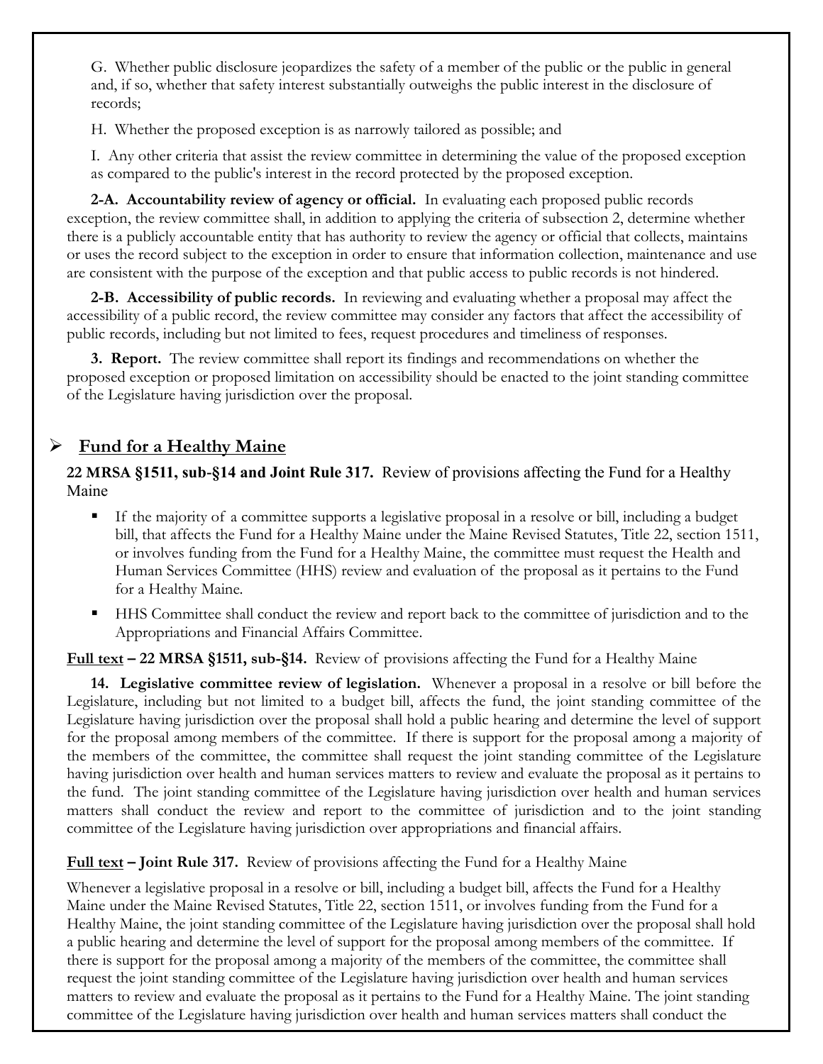G. Whether public disclosure jeopardizes the safety of a member of the public or the public in general and, if so, whether that safety interest substantially outweighs the public interest in the disclosure of records;

H. Whether the proposed exception is as narrowly tailored as possible; and

I. Any other criteria that assist the review committee in determining the value of the proposed exception as compared to the public's interest in the record protected by the proposed exception.

**2-A. Accountability review of agency or official.** In evaluating each proposed public records exception, the review committee shall, in addition to applying the criteria of subsection 2, determine whether there is a publicly accountable entity that has authority to review the agency or official that collects, maintains or uses the record subject to the exception in order to ensure that information collection, maintenance and use are consistent with the purpose of the exception and that public access to public records is not hindered.

**2-B. Accessibility of public records.** In reviewing and evaluating whether a proposal may affect the accessibility of a public record, the review committee may consider any factors that affect the accessibility of public records, including but not limited to fees, request procedures and timeliness of responses.

**3. Report.** The review committee shall report its findings and recommendations on whether the proposed exception or proposed limitation on accessibility should be enacted to the joint standing committee of the Legislature having jurisdiction over the proposal.

## ➢ **Fund for a Healthy Maine**

**22 MRSA §1511, sub-§14 and Joint Rule 317.** Review of provisions affecting the Fund for a Healthy Maine

- If the majority of a committee supports a legislative proposal in a resolve or bill, including a budget bill, that affects the Fund for a Healthy Maine under the Maine Revised Statutes, Title 22, section 1511, or involves funding from the Fund for a Healthy Maine, the committee must request the Health and Human Services Committee (HHS) review and evaluation of the proposal as it pertains to the Fund for a Healthy Maine.
- HHS Committee shall conduct the review and report back to the committee of jurisdiction and to the Appropriations and Financial Affairs Committee.

**Full text – 22 MRSA §1511, sub-§14.** Review of provisions affecting the Fund for a Healthy Maine

**14. Legislative committee review of legislation.** Whenever a proposal in a resolve or bill before the Legislature, including but not limited to a budget bill, affects the fund, the joint standing committee of the Legislature having jurisdiction over the proposal shall hold a public hearing and determine the level of support for the proposal among members of the committee. If there is support for the proposal among a majority of the members of the committee, the committee shall request the joint standing committee of the Legislature having jurisdiction over health and human services matters to review and evaluate the proposal as it pertains to the fund. The joint standing committee of the Legislature having jurisdiction over health and human services matters shall conduct the review and report to the committee of jurisdiction and to the joint standing committee of the Legislature having jurisdiction over appropriations and financial affairs.

**Full text – Joint Rule 317.** Review of provisions affecting the Fund for a Healthy Maine

Whenever a legislative proposal in a resolve or bill, including a budget bill, affects the Fund for a Healthy Maine under the Maine Revised Statutes, Title 22, section 1511, or involves funding from the Fund for a Healthy Maine, the joint standing committee of the Legislature having jurisdiction over the proposal shall hold a public hearing and determine the level of support for the proposal among members of the committee. If there is support for the proposal among a majority of the members of the committee, the committee shall request the joint standing committee of the Legislature having jurisdiction over health and human services matters to review and evaluate the proposal as it pertains to the Fund for a Healthy Maine. The joint standing committee of the Legislature having jurisdiction over health and human services matters shall conduct the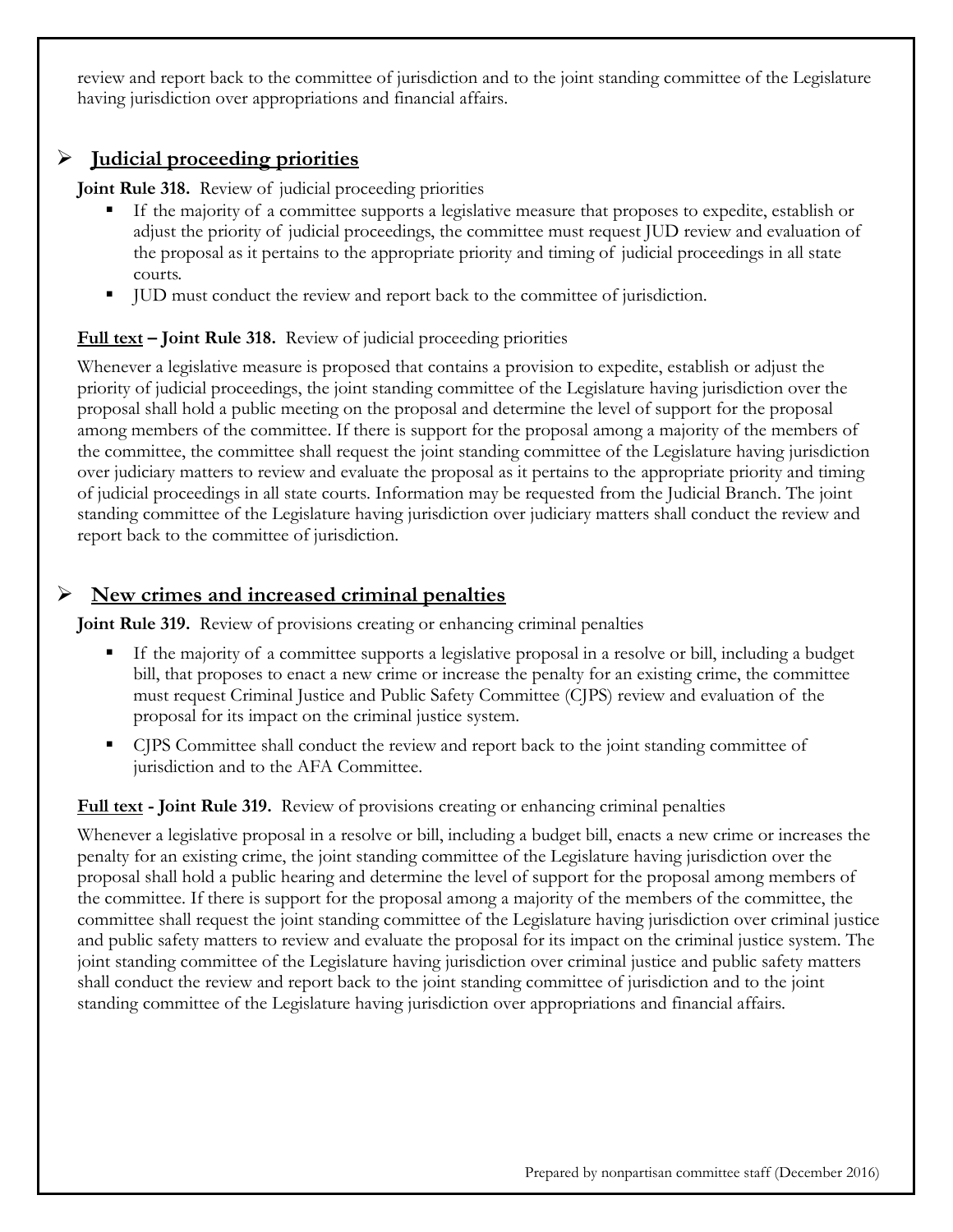review and report back to the committee of jurisdiction and to the joint standing committee of the Legislature having jurisdiction over appropriations and financial affairs.

## **Judicial proceeding priorities**

**Joint Rule 318.** Review of judicial proceeding priorities

- If the majority of a committee supports a legislative measure that proposes to expedite, establish or adjust the priority of judicial proceedings, the committee must request JUD review and evaluation of the proposal as it pertains to the appropriate priority and timing of judicial proceedings in all state courts.
- JUD must conduct the review and report back to the committee of jurisdiction.

**Full text – Joint Rule 318.** Review of judicial proceeding priorities

Whenever a legislative measure is proposed that contains a provision to expedite, establish or adjust the priority of judicial proceedings, the joint standing committee of the Legislature having jurisdiction over the proposal shall hold a public meeting on the proposal and determine the level of support for the proposal among members of the committee. If there is support for the proposal among a majority of the members of the committee, the committee shall request the joint standing committee of the Legislature having jurisdiction over judiciary matters to review and evaluate the proposal as it pertains to the appropriate priority and timing of judicial proceedings in all state courts. Information may be requested from the Judicial Branch. The joint standing committee of the Legislature having jurisdiction over judiciary matters shall conduct the review and report back to the committee of jurisdiction.

## **New crimes and increased criminal penalties**

**Joint Rule 319.** Review of provisions creating or enhancing criminal penalties

- If the majority of a committee supports a legislative proposal in a resolve or bill, including a budget bill, that proposes to enact a new crime or increase the penalty for an existing crime, the committee must request Criminal Justice and Public Safety Committee (CJPS) review and evaluation of the proposal for its impact on the criminal justice system.
- CJPS Committee shall conduct the review and report back to the joint standing committee of jurisdiction and to the AFA Committee.

**Full text - Joint Rule 319.** Review of provisions creating or enhancing criminal penalties

Whenever a legislative proposal in a resolve or bill, including a budget bill, enacts a new crime or increases the penalty for an existing crime, the joint standing committee of the Legislature having jurisdiction over the proposal shall hold a public hearing and determine the level of support for the proposal among members of the committee. If there is support for the proposal among a majority of the members of the committee, the committee shall request the joint standing committee of the Legislature having jurisdiction over criminal justice and public safety matters to review and evaluate the proposal for its impact on the criminal justice system. The joint standing committee of the Legislature having jurisdiction over criminal justice and public safety matters shall conduct the review and report back to the joint standing committee of jurisdiction and to the joint standing committee of the Legislature having jurisdiction over appropriations and financial affairs.